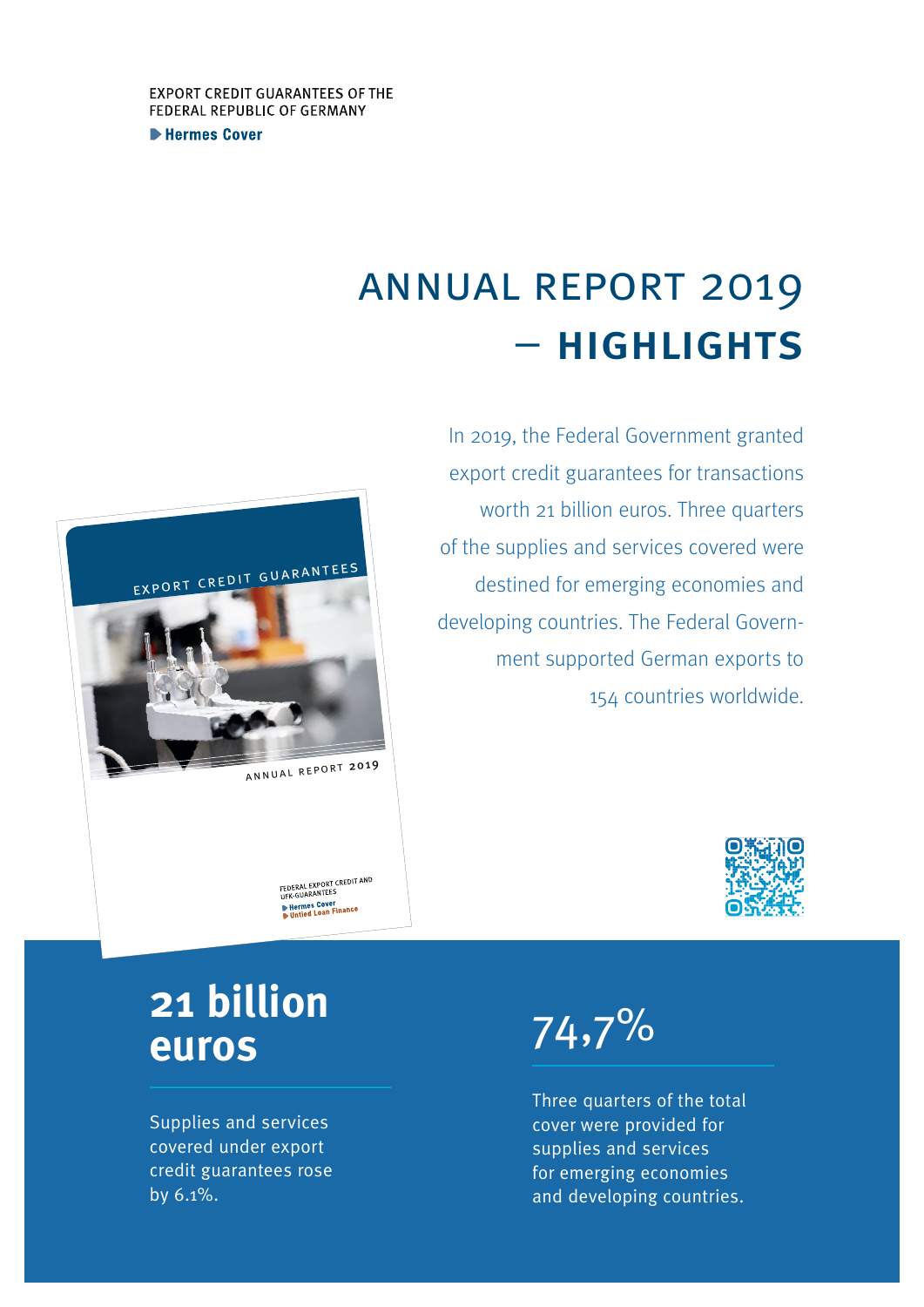EXPORT CREDIT GUARANTEES OF THE FEDERAL REPUBLIC OF GERMANY

Hermes Cover

# ANNUAL REPORT 2019 – **HIGHLIGHTS**

In 2019, the Federal Government granted export credit guarantees for transactions worth 21 billion euros. Three quarters of the supplies and services covered were destined for emerging economies and developing countries. The Federal Government supported German exports to 154 countries worldwide.

## **21 billion euros**

Supplies and services covered under export credit guarantees rose by 6.1%.

## 74,7%

Three quarters of the total cover were provided for supplies and services for emerging economies and developing countries.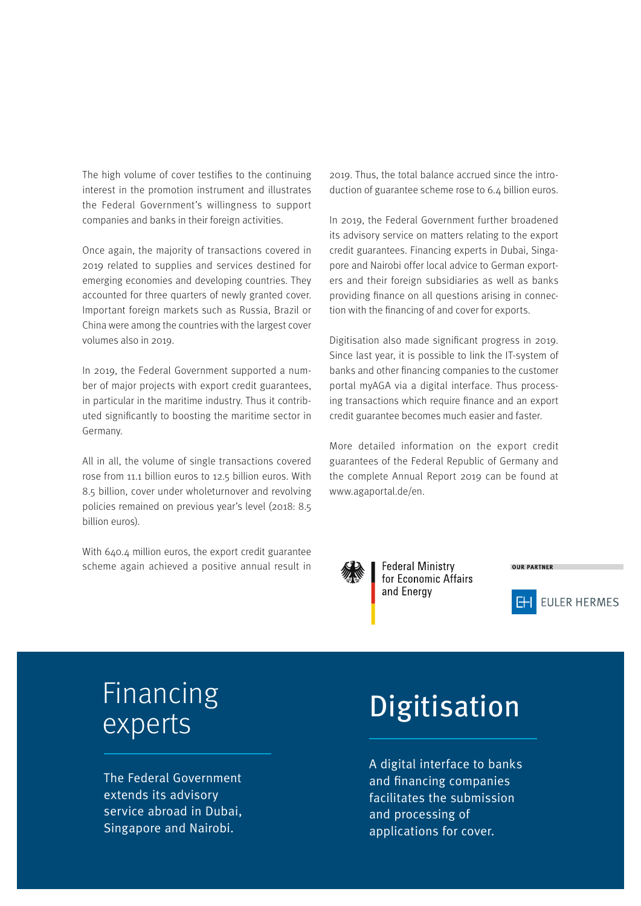The high volume of cover testifies to the continuing interest in the promotion instrument and illustrates the Federal Government's willingness to support companies and banks in their foreign activities.

Once again, the majority of transactions covered in 2019 related to supplies and services destined for emerging economies and developing countries. They accounted for three quarters of newly granted cover. Important foreign markets such as Russia, Brazil or China were among the countries with the largest cover volumes also in 2019.

In 2019, the Federal Government supported a number of major projects with export credit guarantees, in particular in the maritime industry. Thus it contributed significantly to boosting the maritime sector in Germany.

All in all, the volume of single transactions covered rose from 11.1 billion euros to 12.5 billion euros. With 8.5 billion, cover under wholeturnover and revolving policies remained on previous year's level (2018: 8.5 billion euros).

With 640.4 million euros, the export credit guarantee scheme again achieved a positive annual result in 2019. Thus, the total balance accrued since the introduction of guarantee scheme rose to 6.4 billion euros.

In 2019, the Federal Government further broadened its advisory service on matters relating to the export credit guarantees. Financing experts in Dubai, Singapore and Nairobi offer local advice to German exporters and their foreign subsidiaries as well as banks providing finance on all questions arising in connection with the financing of and cover for exports.

Digitisation also made significant progress in 2019. Since last year, it is possible to link the IT-system of banks and other financing companies to the customer portal myAGA via a digital interface. Thus processing transactions which require finance and an export credit guarantee becomes much easier and faster.

More detailed information on the export credit guarantees of the Federal Republic of Germany and the complete Annual Report 2019 can be found at www.agaportal.de/en.

Federal Ministry for Economic Affairs and Energy

OUR PARTNER

EULER HERMES

## Financing experts

The Federal Government extends its advisory service abroad in Dubai, Singapore and Nairobi.

## Digitisation

A digital interface to banks and financing companies facilitates the submission and processing of applications for cover.